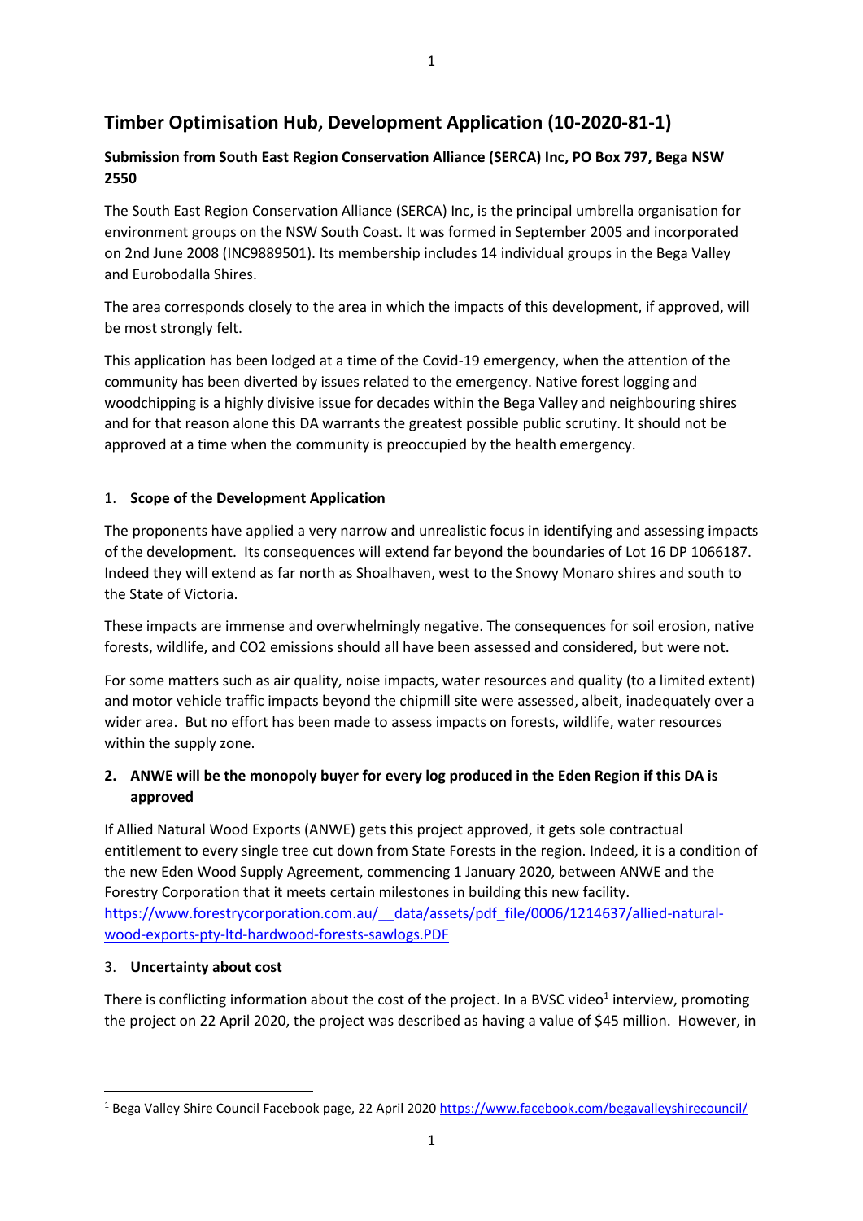# Timber Optimisation Hub, Development Application (10-2020-81-1)

**Submission from South East Region Conservation Alliance (SERCA) Inc, PO Box 797, Bega NSW 2550**

The South East Region Conservation Alliance (SERCA) Inc, is the principal umbrella organisation for environment groups on the NSW South Coast. It was formed in September 2005 and incorporated on 2nd June 2008 (INC9889501). Its membership includes 14 individual groups in the Bega Valley and Eurobodalla Shires.

The area corresponds closely to the area in which the impacts of this development, if approved, will be most strongly felt.

This application has been lodged at a time of the Covid-19 emergency, when the attention of the community has been diverted by issues related to the emergency. Native forest logging and woodchipping is a highly divisive issue for decades within the Bega Valley and neighbouring shires and for that reason alone this DA warrants the greatest possible public scrutiny. It should not be approved at a time when the community is preoccupied by the health emergency.

## 1. Scope of the Development Application

The proponents have applied a very narrow and unrealistic focus in identifying and assessing impacts of the development. Its consequences will extend far beyond the boundaries of Lot 16 DP 1066187. Indeed they will extend as far north as Shoalhaven, west to the Snowy Monaro shires and south to the State of Victoria.

These impacts are immense and overwhelmingly negative. The consequences for soil erosion, native forests, wildlife, and CO2 emissions should all have been assessed and considered, but were not.

For some matters such as air quality, noise impacts, water resources and quality (to a limited extent) and motor vehicle traffic impacts beyond the chipmill site were assessed, albeit, inadequately over a wider area. But no effort has been made to assess impacts on forests, wildlife, water resources within the supply zone.

## 2. ANWE will be the monopoly buyer for every log produced in the Eden Region if this DA is approved

If Allied Natural Wood Exports (ANWE) gets this project approved, it gets sole contractual entitlement to every single tree cut down from State Forests in the region. Indeed, it is a condition of the new Eden Wood Supply Agreement, commencing 1 January 2020, between ANWE and the Forestry Corporation that it meets certain milestones in building this new facility. https://www.forestrycorporation.com.au/__data/assets/pdf_file/0006/1214637/allied-natural-wood-exports-pty-ltd-hardwood-forests-sawlogs.PDF

## 3. Uncertainty about cost

There is conflicting information about the cost of the project. In a BVSC video[1] interview, promoting the project on 22 April 2020, the project was described as having a value of $45 million. However, in

[1] Bega Valley Shire Council Facebook page, 22 April 2020 https://www.facebook.com/begavalleyshirecouncil/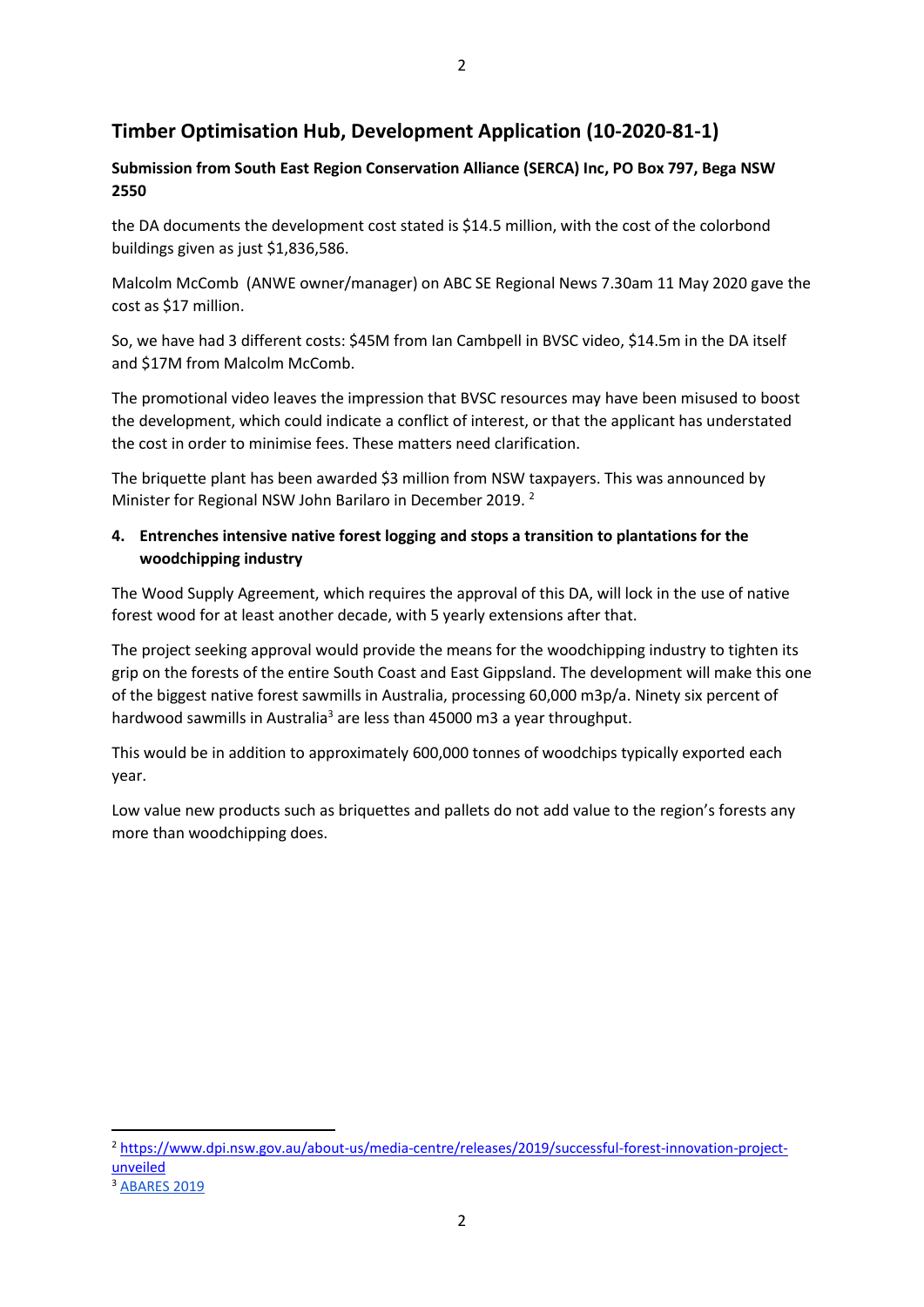# Timber Optimisation Hub, Development Application (10-2020-81-1)

**Submission from South East Region Conservation Alliance (SERCA) Inc, PO Box 797, Bega NSW 2550**

the DA documents the development cost stated is $14.5 million, with the cost of the colorbond buildings given as just $1,836,586.

Malcolm McComb (ANWE owner/manager) on ABC SE Regional News 7.30am 11 May 2020 gave the cost as $17 million.

So, we have had 3 different costs: $45M from Ian Cambpell in BVSC video, $14.5m in the DA itself and $17M from Malcolm McComb.

The promotional video leaves the impression that BVSC resources may have been misused to boost the development, which could indicate a conflict of interest, or that the applicant has understated the cost in order to minimise fees. These matters need clarification.

The briquette plant has been awarded $3 million from NSW taxpayers. This was announced by Minister for Regional NSW John Barilaro in December 2019. [2]

4. **Entrenches intensive native forest logging and stops a transition to plantations for the woodchipping industry**

The Wood Supply Agreement, which requires the approval of this DA, will lock in the use of native forest wood for at least another decade, with 5 yearly extensions after that.

The project seeking approval would provide the means for the woodchipping industry to tighten its grip on the forests of the entire South Coast and East Gippsland. The development will make this one of the biggest native forest sawmills in Australia, processing 60,000 m3p/a. Ninety six percent of hardwood sawmills in Australia[3] are less than 45000 m3 a year throughput.

This would be in addition to approximately 600,000 tonnes of woodchips typically exported each year.

Low value new products such as briquettes and pallets do not add value to the region's forests any more than woodchipping does.

---

[2] https://www.dpi.nsw.gov.au/about-us/media-centre/releases/2019/successful-forest-innovation-project-unveiled

[3] ABARES 2019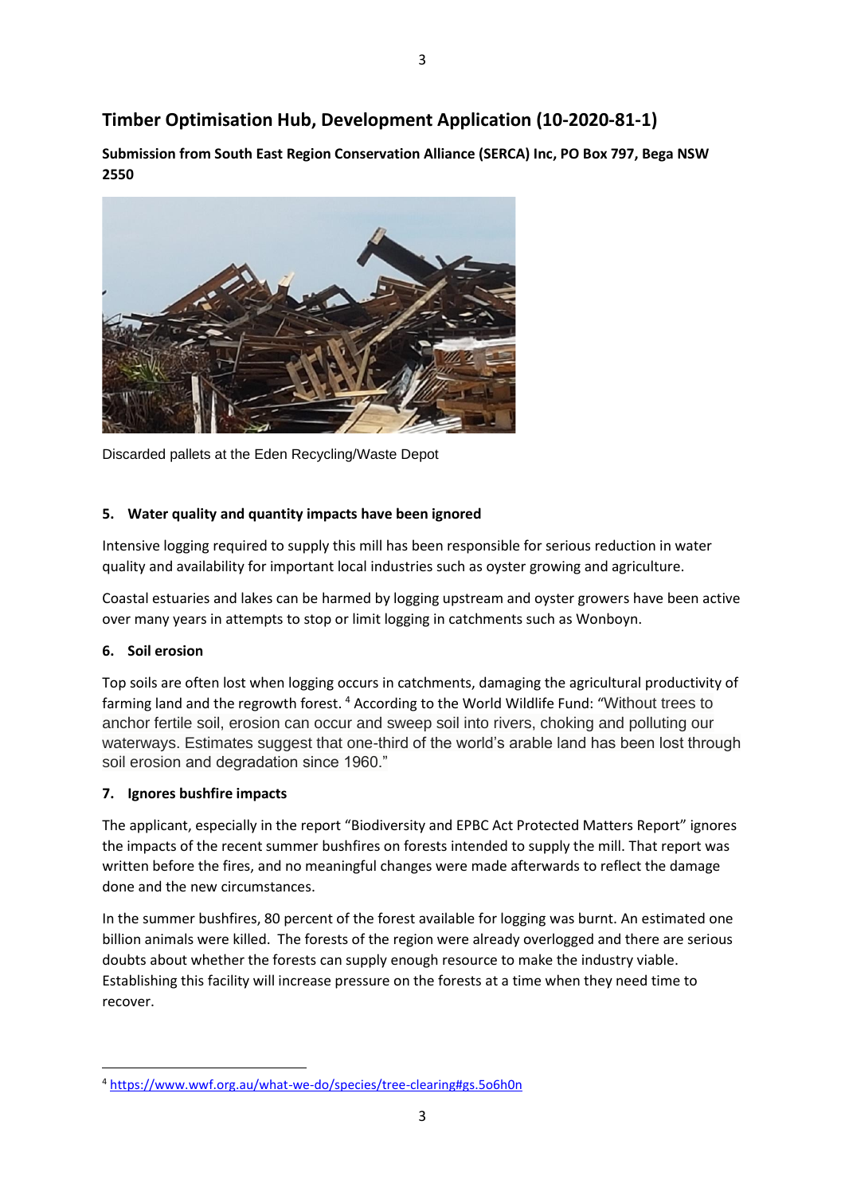## Timber Optimisation Hub, Development Application (10-2020-81-1)

**Submission from South East Region Conservation Alliance (SERCA) Inc, PO Box 797, Bega NSW 2550**

Discarded pallets at the Eden Recycling/Waste Depot

### 5. Water quality and quantity impacts have been ignored

Intensive logging required to supply this mill has been responsible for serious reduction in water quality and availability for important local industries such as oyster growing and agriculture.

Coastal estuaries and lakes can be harmed by logging upstream and oyster growers have been active over many years in attempts to stop or limit logging in catchments such as Wonboyn.

### 6. Soil erosion

Top soils are often lost when logging occurs in catchments, damaging the agricultural productivity of farming land and the regrowth forest. [4] According to the World Wildlife Fund: "Without trees to anchor fertile soil, erosion can occur and sweep soil into rivers, choking and polluting our waterways. Estimates suggest that one-third of the world's arable land has been lost through soil erosion and degradation since 1960."

### 7. Ignores bushfire impacts

The applicant, especially in the report "Biodiversity and EPBC Act Protected Matters Report" ignores the impacts of the recent summer bushfires on forests intended to supply the mill. That report was written before the fires, and no meaningful changes were made afterwards to reflect the damage done and the new circumstances.

In the summer bushfires, 80 percent of the forest available for logging was burnt. An estimated one billion animals were killed. The forests of the region were already overlogged and there are serious doubts about whether the forests can supply enough resource to make the industry viable. Establishing this facility will increase pressure on the forests at a time when they need time to recover.

---

[4] https://www.wwf.org.au/what-we-do/species/tree-clearing#gs.5o6h0n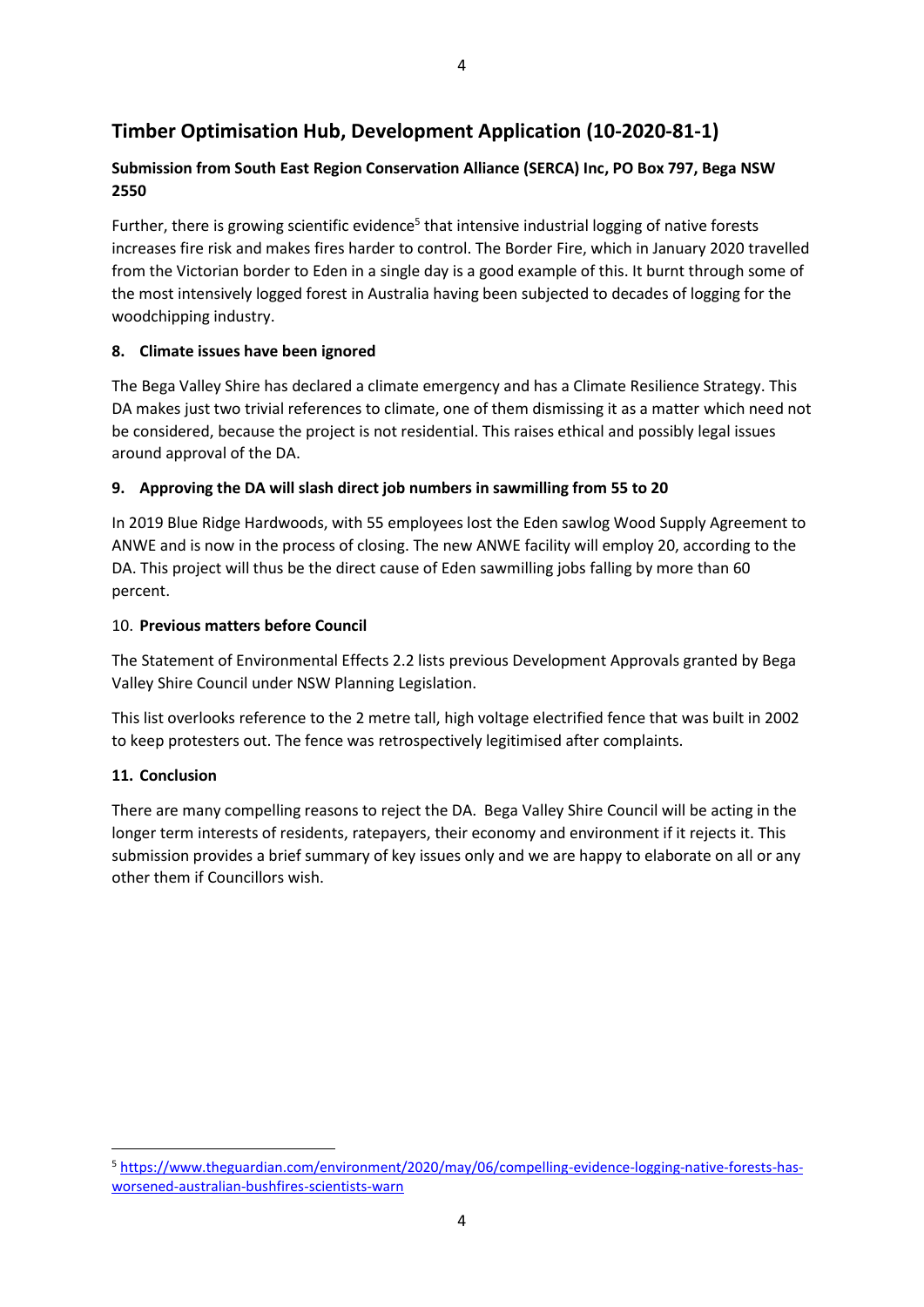# Timber Optimisation Hub, Development Application (10-2020-81-1)

**Submission from South East Region Conservation Alliance (SERCA) Inc, PO Box 797, Bega NSW 2550**

Further, there is growing scientific evidence[5] that intensive industrial logging of native forests increases fire risk and makes fires harder to control. The Border Fire, which in January 2020 travelled from the Victorian border to Eden in a single day is a good example of this. It burnt through some of the most intensively logged forest in Australia having been subjected to decades of logging for the woodchipping industry.

## 8. Climate issues have been ignored

The Bega Valley Shire has declared a climate emergency and has a Climate Resilience Strategy. This DA makes just two trivial references to climate, one of them dismissing it as a matter which need not be considered, because the project is not residential. This raises ethical and possibly legal issues around approval of the DA.

## 9. Approving the DA will slash direct job numbers in sawmilling from 55 to 20

In 2019 Blue Ridge Hardwoods, with 55 employees lost the Eden sawlog Wood Supply Agreement to ANWE and is now in the process of closing. The new ANWE facility will employ 20, according to the DA. This project will thus be the direct cause of Eden sawmilling jobs falling by more than 60 percent.

## 10. Previous matters before Council

The Statement of Environmental Effects 2.2 lists previous Development Approvals granted by Bega Valley Shire Council under NSW Planning Legislation.

This list overlooks reference to the 2 metre tall, high voltage electrified fence that was built in 2002 to keep protesters out. The fence was retrospectively legitimised after complaints.

## 11. Conclusion

There are many compelling reasons to reject the DA. Bega Valley Shire Council will be acting in the longer term interests of residents, ratepayers, their economy and environment if it rejects it. This submission provides a brief summary of key issues only and we are happy to elaborate on all or any other them if Councillors wish.

---

[5] https://www.theguardian.com/environment/2020/may/06/compelling-evidence-logging-native-forests-has-worsened-australian-bushfires-scientists-warn